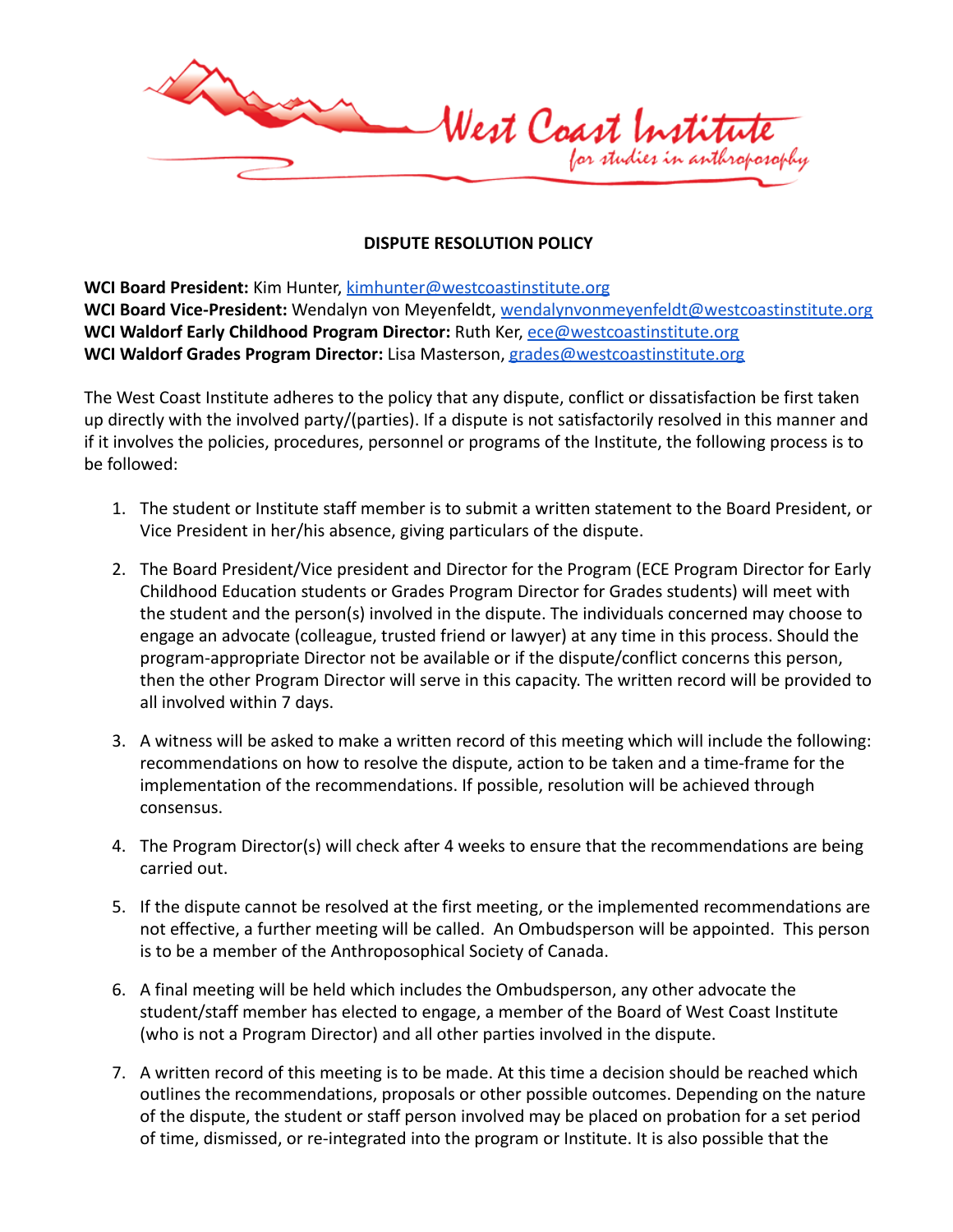West Coast Institute *for studies in anthroposophy*

**DISPUTE RESOLUTION POLICY**

**WCI Board President:** Kim Hunter, kimhunter@westcoastinstitute.org
**WCI Board Vice-President:** Wendalyn von Meyenfeldt, wendalynvonmeyenfeldt@westcoastinstitute.org
**WCI Waldorf Early Childhood Program Director:** Ruth Ker, ece@westcoastinstitute.org
**WCI Waldorf Grades Program Director:** Lisa Masterson, grades@westcoastinstitute.org

The West Coast Institute adheres to the policy that any dispute, conflict or dissatisfaction be first taken up directly with the involved party/(parties). If a dispute is not satisfactorily resolved in this manner and if it involves the policies, procedures, personnel or programs of the Institute, the following process is to be followed:

1. The student or Institute staff member is to submit a written statement to the Board President, or Vice President in her/his absence, giving particulars of the dispute.

2. The Board President/Vice president and Director for the Program (ECE Program Director for Early Childhood Education students or Grades Program Director for Grades students) will meet with the student and the person(s) involved in the dispute. The individuals concerned may choose to engage an advocate (colleague, trusted friend or lawyer) at any time in this process. Should the program-appropriate Director not be available or if the dispute/conflict concerns this person, then the other Program Director will serve in this capacity. The written record will be provided to all involved within 7 days.

3. A witness will be asked to make a written record of this meeting which will include the following: recommendations on how to resolve the dispute, action to be taken and a time-frame for the implementation of the recommendations. If possible, resolution will be achieved through consensus.

4. The Program Director(s) will check after 4 weeks to ensure that the recommendations are being carried out.

5. If the dispute cannot be resolved at the first meeting, or the implemented recommendations are not effective, a further meeting will be called. An Ombudsperson will be appointed. This person is to be a member of the Anthroposophical Society of Canada.

6. A final meeting will be held which includes the Ombudsperson, any other advocate the student/staff member has elected to engage, a member of the Board of West Coast Institute (who is not a Program Director) and all other parties involved in the dispute.

7. A written record of this meeting is to be made. At this time a decision should be reached which outlines the recommendations, proposals or other possible outcomes. Depending on the nature of the dispute, the student or staff person involved may be placed on probation for a set period of time, dismissed, or re-integrated into the program or Institute. It is also possible that the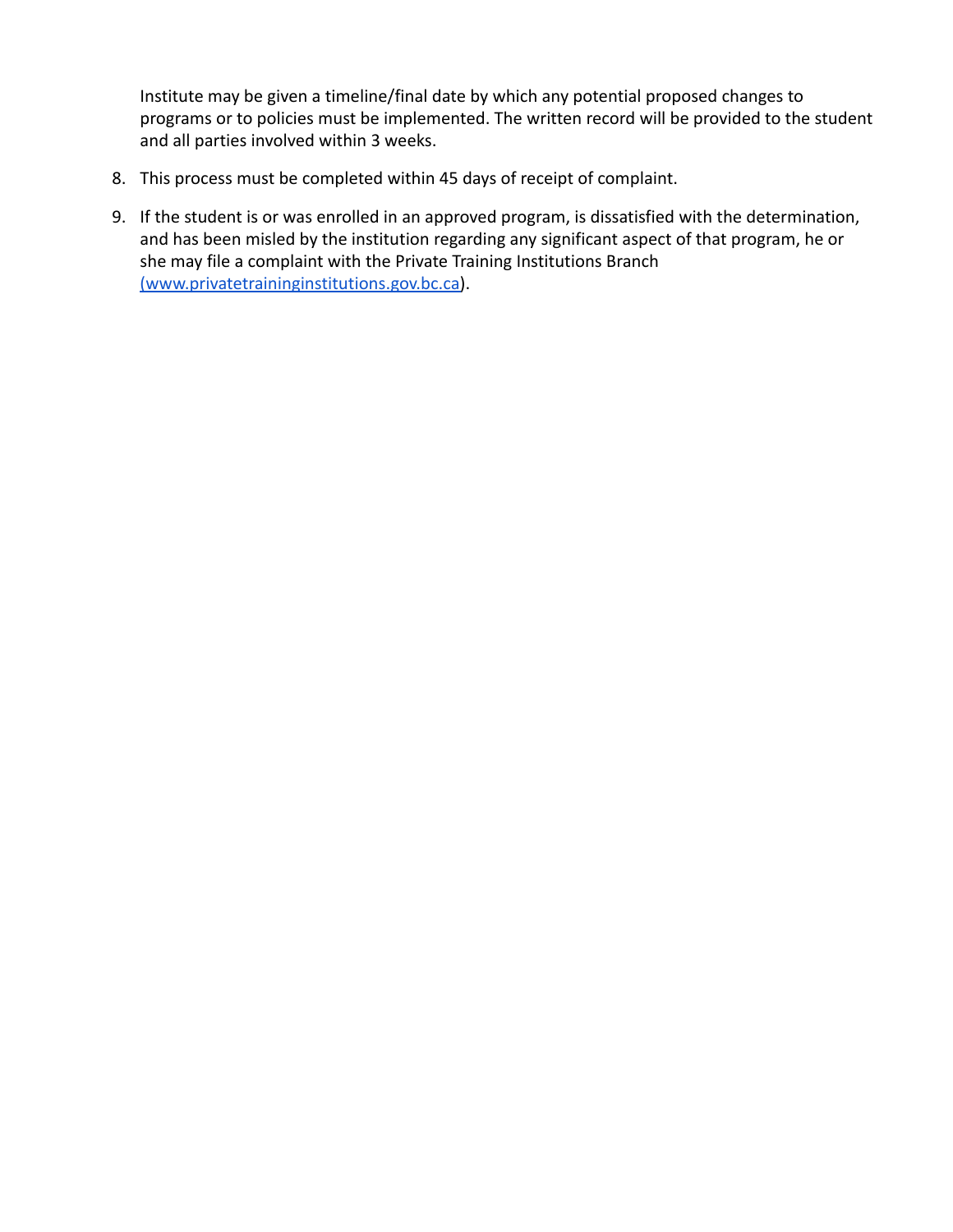Institute may be given a timeline/final date by which any potential proposed changes to programs or to policies must be implemented. The written record will be provided to the student and all parties involved within 3 weeks.

8. This process must be completed within 45 days of receipt of complaint.

9. If the student is or was enrolled in an approved program, is dissatisfied with the determination, and has been misled by the institution regarding any significant aspect of that program, he or she may file a complaint with the Private Training Institutions Branch (www.privatetraininginstitutions.gov.bc.ca).